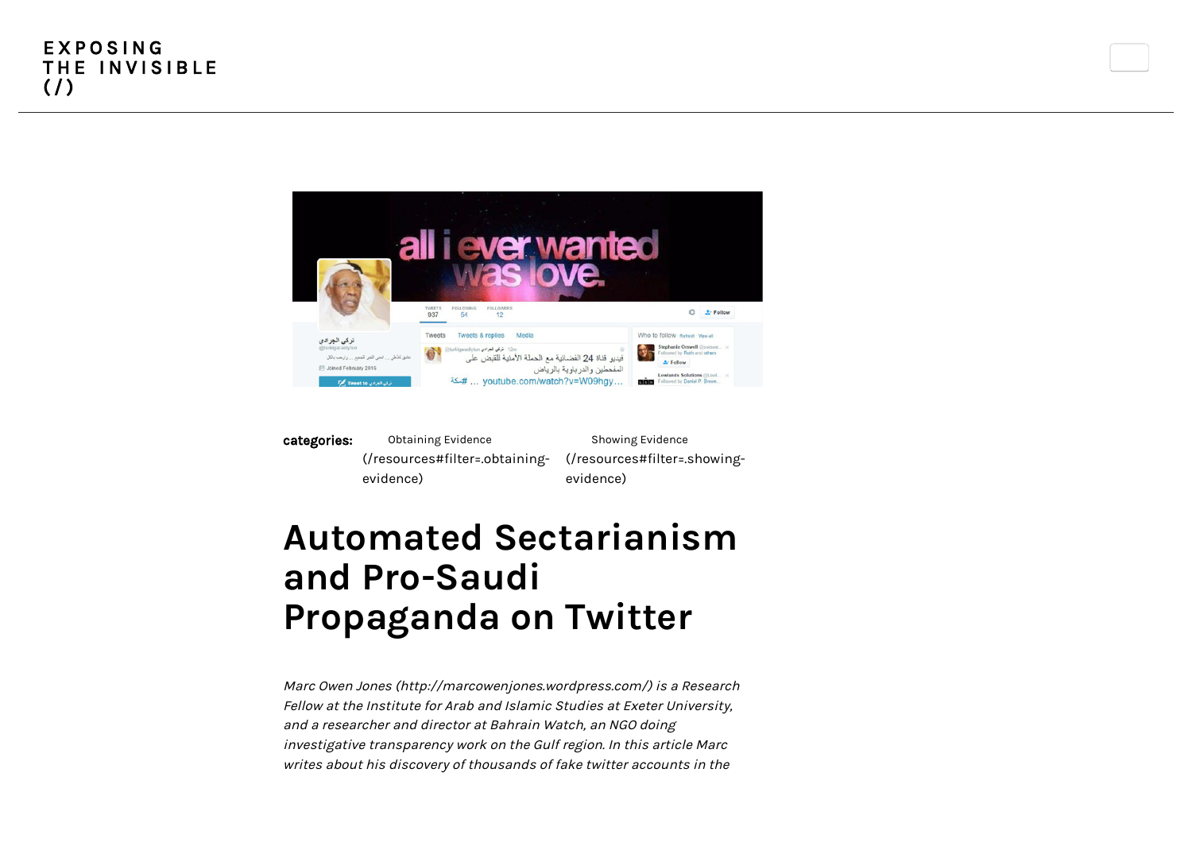EXPOSING THE INVISIBLE (/)

**categories:** Obtaining Evidence (/resources#filter=.obtaining-evidence) Showing Evidence (/resources#filter=.showing-evidence)

# Automated Sectarianism and Pro-Saudi Propaganda on Twitter

*Marc Owen Jones (http://marcowenjones.wordpress.com/) is a Research Fellow at the Institute for Arab and Islamic Studies at Exeter University, and a researcher and director at Bahrain Watch, an NGO doing investigative transparency work on the Gulf region. In this article Marc writes about his discovery of thousands of fake twitter accounts in the*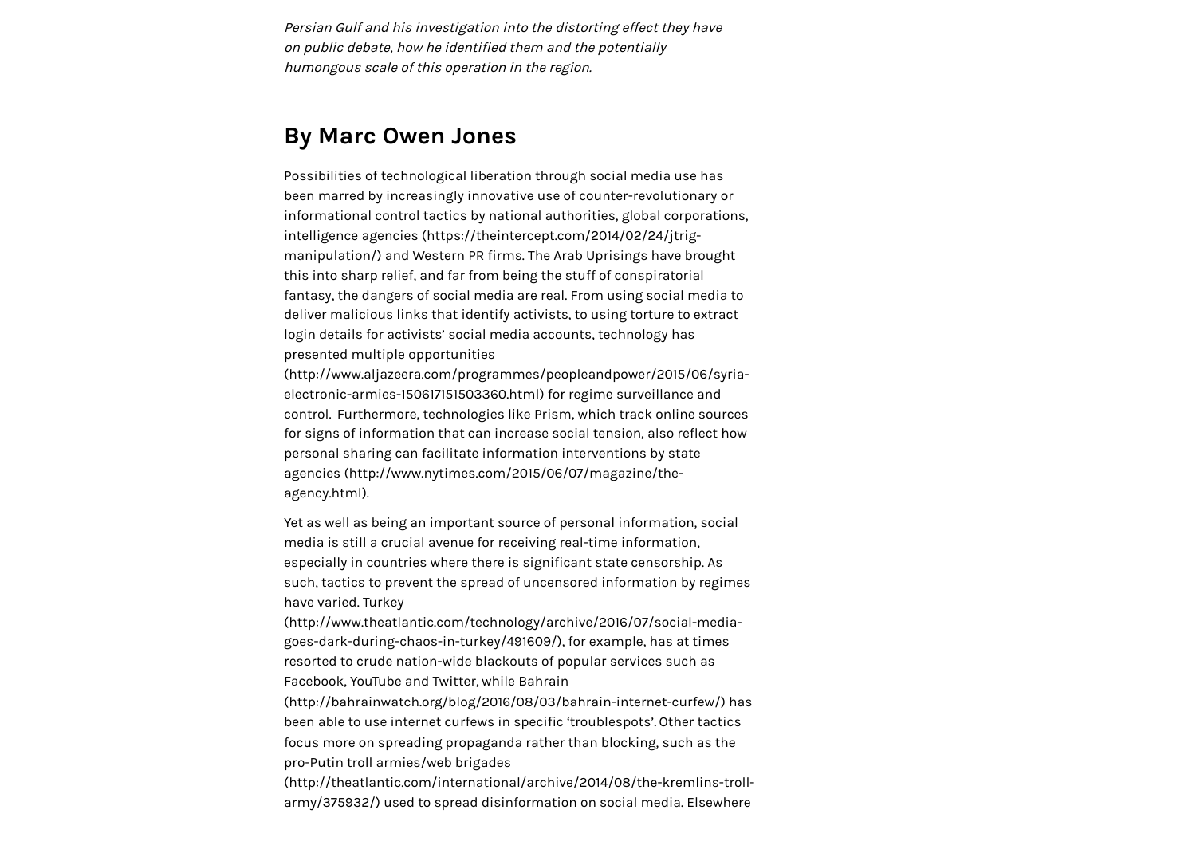*Persian Gulf and his investigation into the distorting effect they have on public debate, how he identified them and the potentially humongous scale of this operation in the region.*

## By Marc Owen Jones

Possibilities of technological liberation through social media use has been marred by increasingly innovative use of counter-revolutionary or informational control tactics by national authorities, global corporations, intelligence agencies (https://theintercept.com/2014/02/24/jtrig-manipulation/) and Western PR firms. The Arab Uprisings have brought this into sharp relief, and far from being the stuff of conspiratorial fantasy, the dangers of social media are real. From using social media to deliver malicious links that identify activists, to using torture to extract login details for activists' social media accounts, technology has presented multiple opportunities (http://www.aljazeera.com/programmes/peopleandpower/2015/06/syria-electronic-armies-150617151503360.html) for regime surveillance and control. Furthermore, technologies like Prism, which track online sources for signs of information that can increase social tension, also reflect how personal sharing can facilitate information interventions by state agencies (http://www.nytimes.com/2015/06/07/magazine/the-agency.html).

Yet as well as being an important source of personal information, social media is still a crucial avenue for receiving real-time information, especially in countries where there is significant state censorship. As such, tactics to prevent the spread of uncensored information by regimes have varied. Turkey (http://www.theatlantic.com/technology/archive/2016/07/social-media-goes-dark-during-chaos-in-turkey/491609/), for example, has at times resorted to crude nation-wide blackouts of popular services such as Facebook, YouTube and Twitter, while Bahrain (http://bahrainwatch.org/blog/2016/08/03/bahrain-internet-curfew/) has been able to use internet curfews in specific 'troublespots'. Other tactics focus more on spreading propaganda rather than blocking, such as the pro-Putin troll armies/web brigades (http://theatlantic.com/international/archive/2014/08/the-kremlins-troll-army/375932/) used to spread disinformation on social media. Elsewhere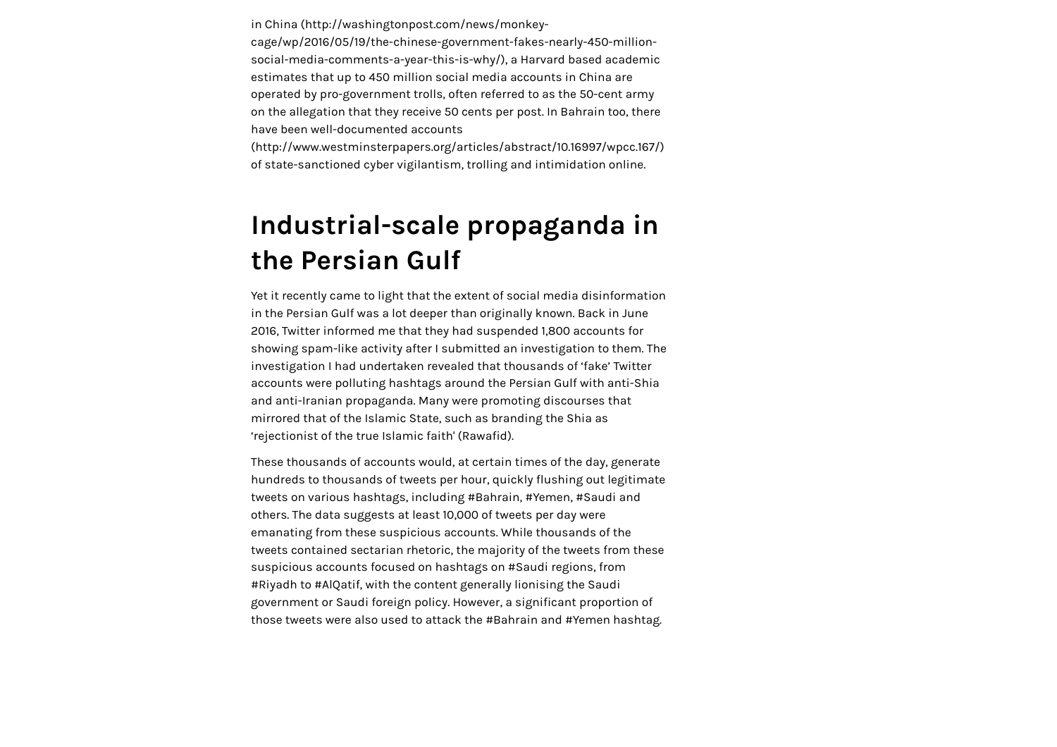in China (http://washingtonpost.com/news/monkey-cage/wp/2016/05/19/the-chinese-government-fakes-nearly-450-million-social-media-comments-a-year-this-is-why/), a Harvard based academic estimates that up to 450 million social media accounts in China are operated by pro-government trolls, often referred to as the 50-cent army on the allegation that they receive 50 cents per post. In Bahrain too, there have been well-documented accounts (http://www.westminsterpapers.org/articles/abstract/10.16997/wpcc.167/) of state-sanctioned cyber vigilantism, trolling and intimidation online.

## Industrial-scale propaganda in the Persian Gulf

Yet it recently came to light that the extent of social media disinformation in the Persian Gulf was a lot deeper than originally known. Back in June 2016, Twitter informed me that they had suspended 1,800 accounts for showing spam-like activity after I submitted an investigation to them. The investigation I had undertaken revealed that thousands of 'fake' Twitter accounts were polluting hashtags around the Persian Gulf with anti-Shia and anti-Iranian propaganda. Many were promoting discourses that mirrored that of the Islamic State, such as branding the Shia as 'rejectionist of the true Islamic faith' (Rawafid).

These thousands of accounts would, at certain times of the day, generate hundreds to thousands of tweets per hour, quickly flushing out legitimate tweets on various hashtags, including #Bahrain, #Yemen, #Saudi and others. The data suggests at least 10,000 of tweets per day were emanating from these suspicious accounts. While thousands of the tweets contained sectarian rhetoric, the majority of the tweets from these suspicious accounts focused on hashtags on #Saudi regions, from #Riyadh to #AlQatif, with the content generally lionising the Saudi government or Saudi foreign policy. However, a significant proportion of those tweets were also used to attack the #Bahrain and #Yemen hashtag.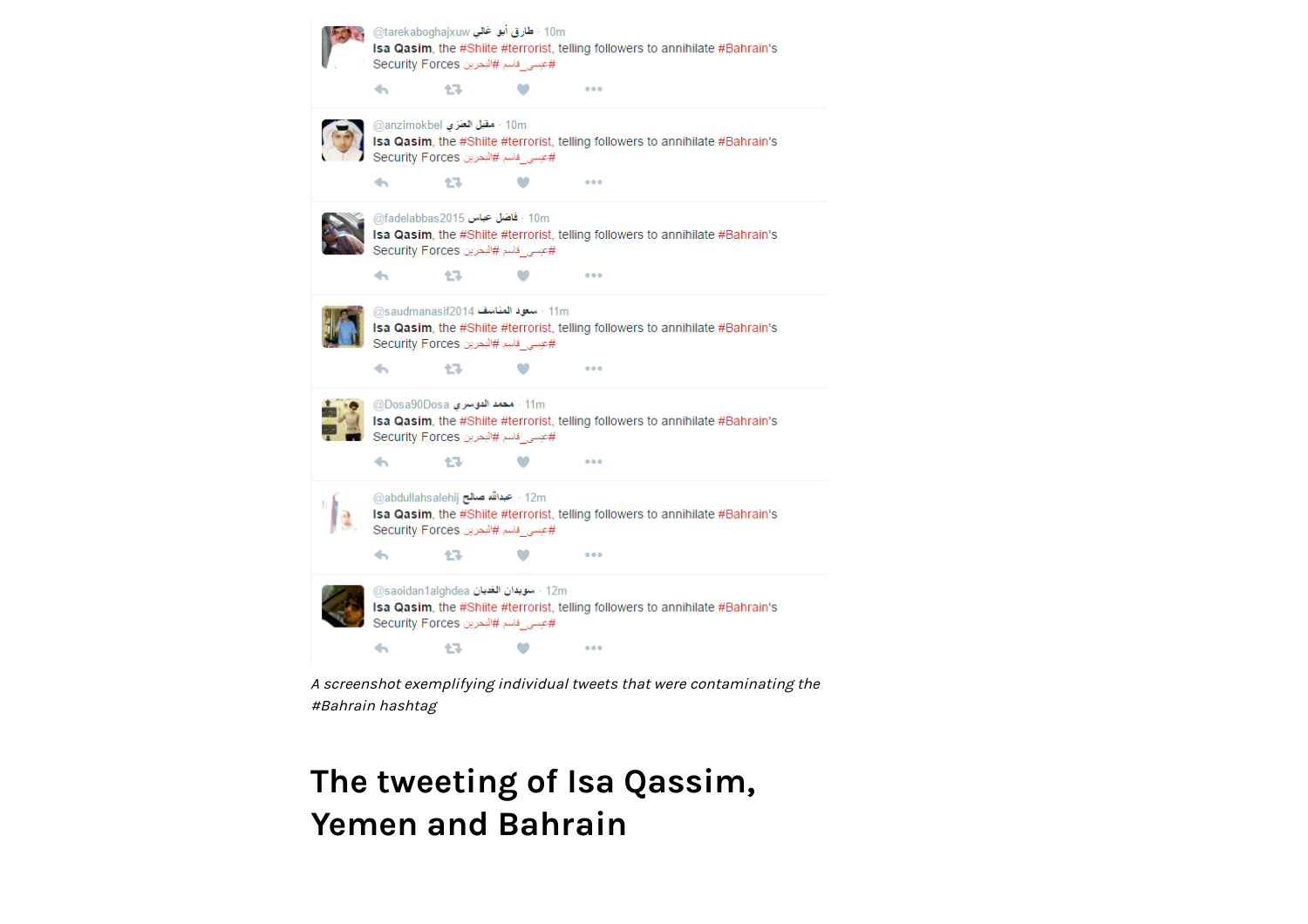@tarekaboghajxuw طارق أبو غالي · 10m
**Isa Qasim**, the #Shiite #terrorist, telling followers to annihilate #Bahrain's Security Forces #عيسى_قاسم #البحرين

@anzimokbel مقبل العنزي · 10m
**Isa Qasim**, the #Shiite #terrorist, telling followers to annihilate #Bahrain's Security Forces #عيسى_قاسم #البحرين

@fadelabbas2015 فاضل عباس · 10m
**Isa Qasim**, the #Shiite #terrorist, telling followers to annihilate #Bahrain's Security Forces #عيسى_قاسم #البحرين

@saudmanasif2014 سعود المناسف · 11m
**Isa Qasim**, the #Shiite #terrorist, telling followers to annihilate #Bahrain's Security Forces #عيسى_قاسم #البحرين

@Dosa90Dosa محمد الدوسري · 11m
**Isa Qasim**, the #Shiite #terrorist, telling followers to annihilate #Bahrain's Security Forces #عيسى_قاسم #البحرين

@abdullahsalehij عبدالله صالح · 12m
**Isa Qasim**, the #Shiite #terrorist, telling followers to annihilate #Bahrain's Security Forces #عيسى_قاسم #البحرين

@saoidan1alghdea سويدان الغديان · 12m
**Isa Qasim**, the #Shiite #terrorist, telling followers to annihilate #Bahrain's Security Forces #عيسى_قاسم #البحرين

*A screenshot exemplifying individual tweets that were contaminating the #Bahrain hashtag*

## The tweeting of Isa Qassim, Yemen and Bahrain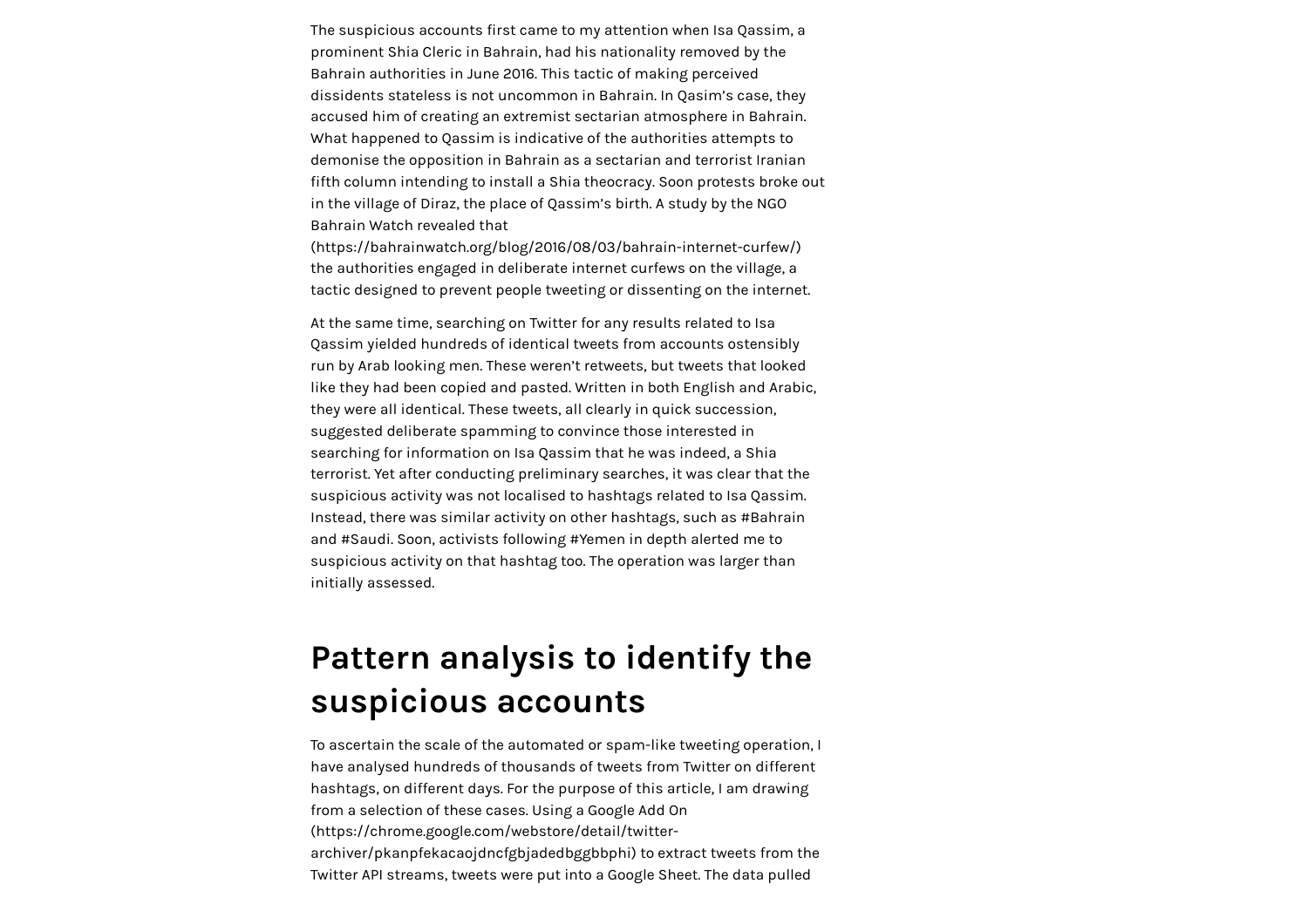The suspicious accounts first came to my attention when Isa Qassim, a prominent Shia Cleric in Bahrain, had his nationality removed by the Bahrain authorities in June 2016. This tactic of making perceived dissidents stateless is not uncommon in Bahrain. In Qasim's case, they accused him of creating an extremist sectarian atmosphere in Bahrain. What happened to Qassim is indicative of the authorities attempts to demonise the opposition in Bahrain as a sectarian and terrorist Iranian fifth column intending to install a Shia theocracy. Soon protests broke out in the village of Diraz, the place of Qassim's birth. A study by the NGO Bahrain Watch revealed that (https://bahrainwatch.org/blog/2016/08/03/bahrain-internet-curfew/) the authorities engaged in deliberate internet curfews on the village, a tactic designed to prevent people tweeting or dissenting on the internet.

At the same time, searching on Twitter for any results related to Isa Qassim yielded hundreds of identical tweets from accounts ostensibly run by Arab looking men. These weren't retweets, but tweets that looked like they had been copied and pasted. Written in both English and Arabic, they were all identical. These tweets, all clearly in quick succession, suggested deliberate spamming to convince those interested in searching for information on Isa Qassim that he was indeed, a Shia terrorist. Yet after conducting preliminary searches, it was clear that the suspicious activity was not localised to hashtags related to Isa Qassim. Instead, there was similar activity on other hashtags, such as #Bahrain and #Saudi. Soon, activists following #Yemen in depth alerted me to suspicious activity on that hashtag too. The operation was larger than initially assessed.

## Pattern analysis to identify the suspicious accounts

To ascertain the scale of the automated or spam-like tweeting operation, I have analysed hundreds of thousands of tweets from Twitter on different hashtags, on different days. For the purpose of this article, I am drawing from a selection of these cases. Using a Google Add On (https://chrome.google.com/webstore/detail/twitter-archiver/pkanpfekacaojdncfgbjadedbggbbphi) to extract tweets from the Twitter API streams, tweets were put into a Google Sheet. The data pulled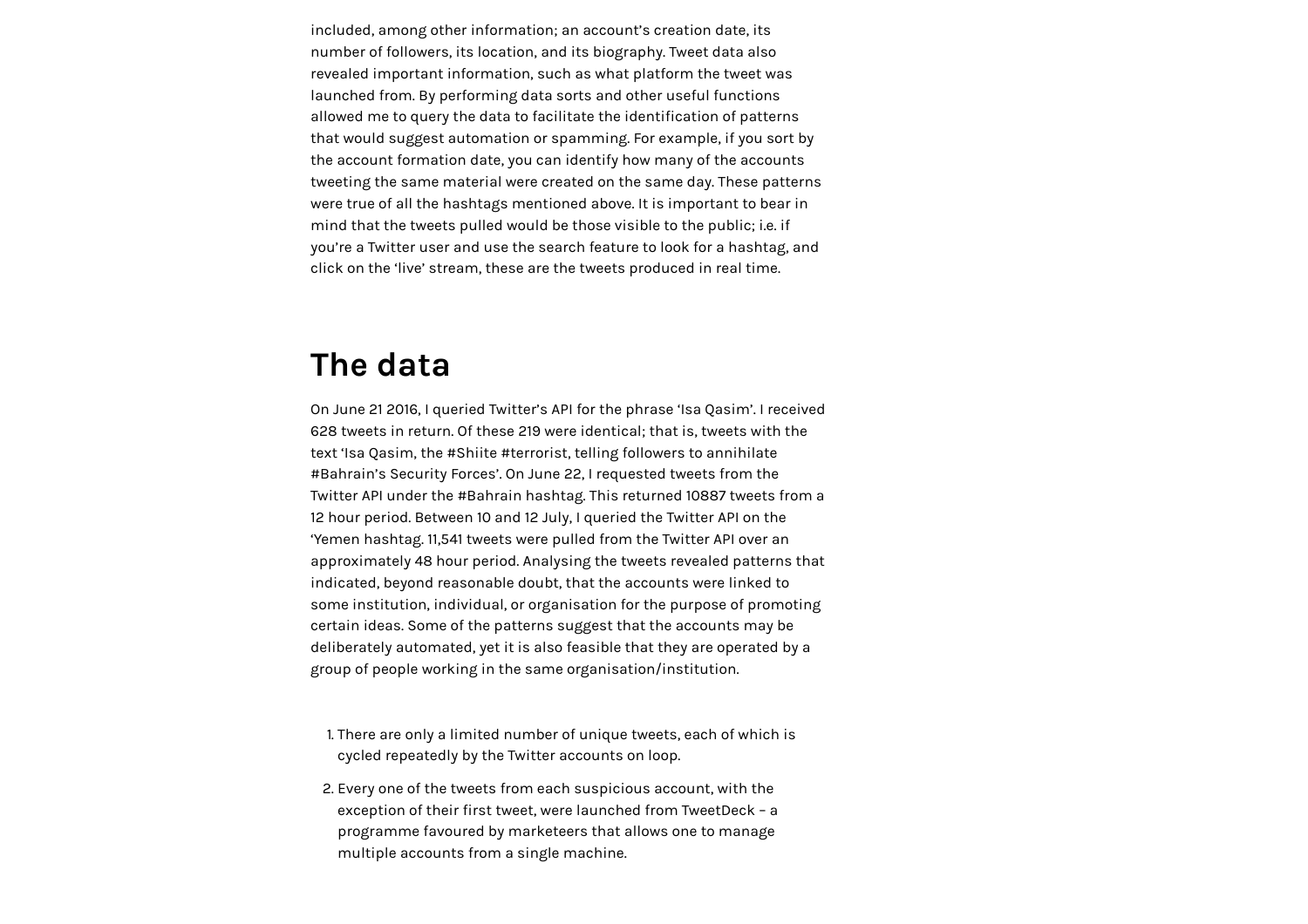included, among other information; an account's creation date, its number of followers, its location, and its biography. Tweet data also revealed important information, such as what platform the tweet was launched from. By performing data sorts and other useful functions allowed me to query the data to facilitate the identification of patterns that would suggest automation or spamming. For example, if you sort by the account formation date, you can identify how many of the accounts tweeting the same material were created on the same day. These patterns were true of all the hashtags mentioned above. It is important to bear in mind that the tweets pulled would be those visible to the public; i.e. if you're a Twitter user and use the search feature to look for a hashtag, and click on the 'live' stream, these are the tweets produced in real time.

## The data

On June 21 2016, I queried Twitter's API for the phrase 'Isa Qasim'. I received 628 tweets in return. Of these 219 were identical; that is, tweets with the text 'Isa Qasim, the #Shiite #terrorist, telling followers to annihilate #Bahrain's Security Forces'. On June 22, I requested tweets from the Twitter API under the #Bahrain hashtag. This returned 10887 tweets from a 12 hour period. Between 10 and 12 July, I queried the Twitter API on the 'Yemen hashtag. 11,541 tweets were pulled from the Twitter API over an approximately 48 hour period. Analysing the tweets revealed patterns that indicated, beyond reasonable doubt, that the accounts were linked to some institution, individual, or organisation for the purpose of promoting certain ideas. Some of the patterns suggest that the accounts may be deliberately automated, yet it is also feasible that they are operated by a group of people working in the same organisation/institution.

1. There are only a limited number of unique tweets, each of which is cycled repeatedly by the Twitter accounts on loop.
2. Every one of the tweets from each suspicious account, with the exception of their first tweet, were launched from TweetDeck – a programme favoured by marketeers that allows one to manage multiple accounts from a single machine.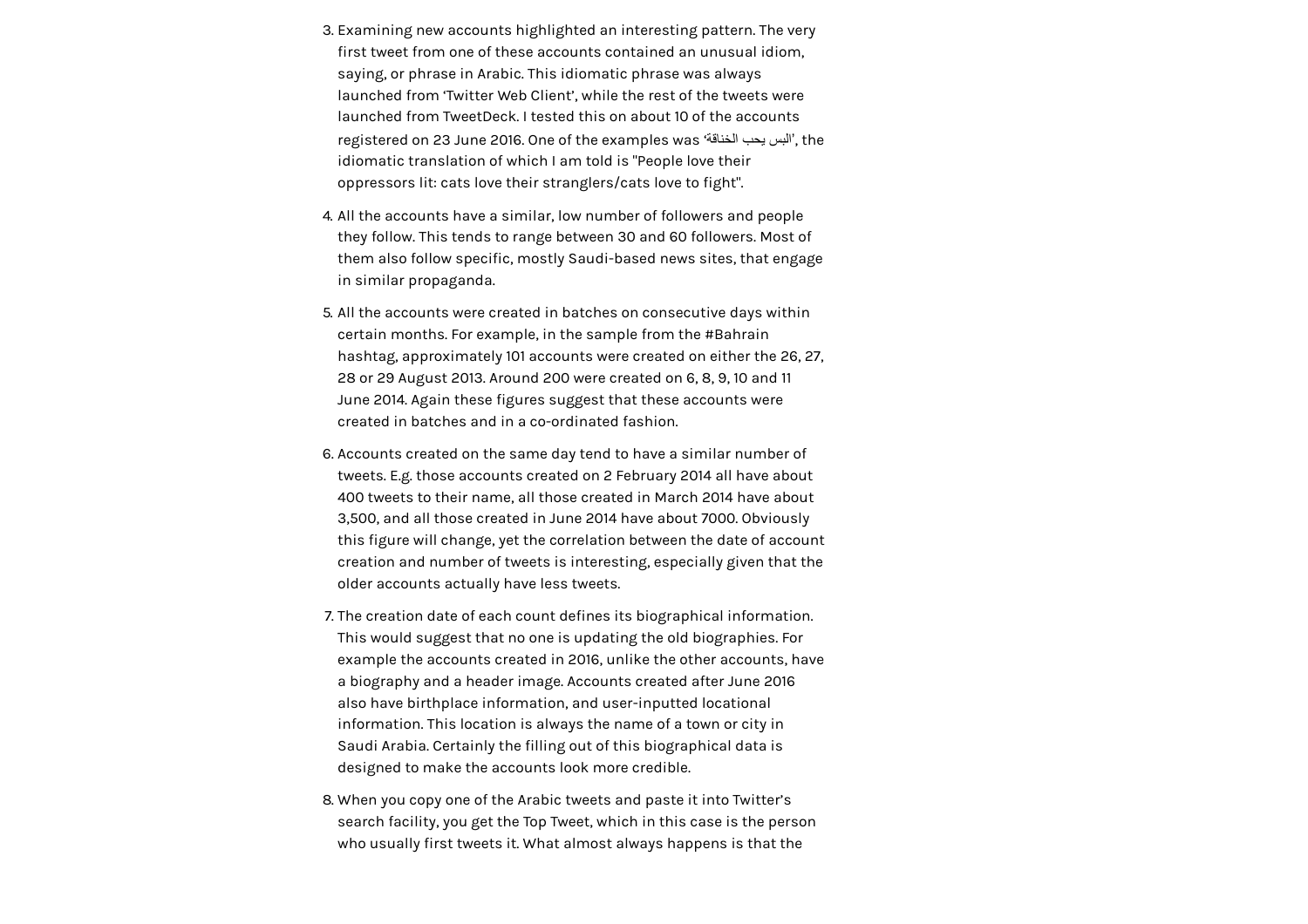3. Examining new accounts highlighted an interesting pattern. The very first tweet from one of these accounts contained an unusual idiom, saying, or phrase in Arabic. This idiomatic phrase was always launched from 'Twitter Web Client', while the rest of the tweets were launched from TweetDeck. I tested this on about 10 of the accounts registered on 23 June 2016. One of the examples was 'البس يحب الخناقة', the idiomatic translation of which I am told is "People love their oppressors lit: cats love their stranglers/cats love to fight".
4. All the accounts have a similar, low number of followers and people they follow. This tends to range between 30 and 60 followers. Most of them also follow specific, mostly Saudi-based news sites, that engage in similar propaganda.
5. All the accounts were created in batches on consecutive days within certain months. For example, in the sample from the #Bahrain hashtag, approximately 101 accounts were created on either the 26, 27, 28 or 29 August 2013. Around 200 were created on 6, 8, 9, 10 and 11 June 2014. Again these figures suggest that these accounts were created in batches and in a co-ordinated fashion.
6. Accounts created on the same day tend to have a similar number of tweets. E.g. those accounts created on 2 February 2014 all have about 400 tweets to their name, all those created in March 2014 have about 3,500, and all those created in June 2014 have about 7000. Obviously this figure will change, yet the correlation between the date of account creation and number of tweets is interesting, especially given that the older accounts actually have less tweets.
7. The creation date of each count defines its biographical information. This would suggest that no one is updating the old biographies. For example the accounts created in 2016, unlike the other accounts, have a biography and a header image. Accounts created after June 2016 also have birthplace information, and user-inputted locational information. This location is always the name of a town or city in Saudi Arabia. Certainly the filling out of this biographical data is designed to make the accounts look more credible.
8. When you copy one of the Arabic tweets and paste it into Twitter's search facility, you get the Top Tweet, which in this case is the person who usually first tweets it. What almost always happens is that the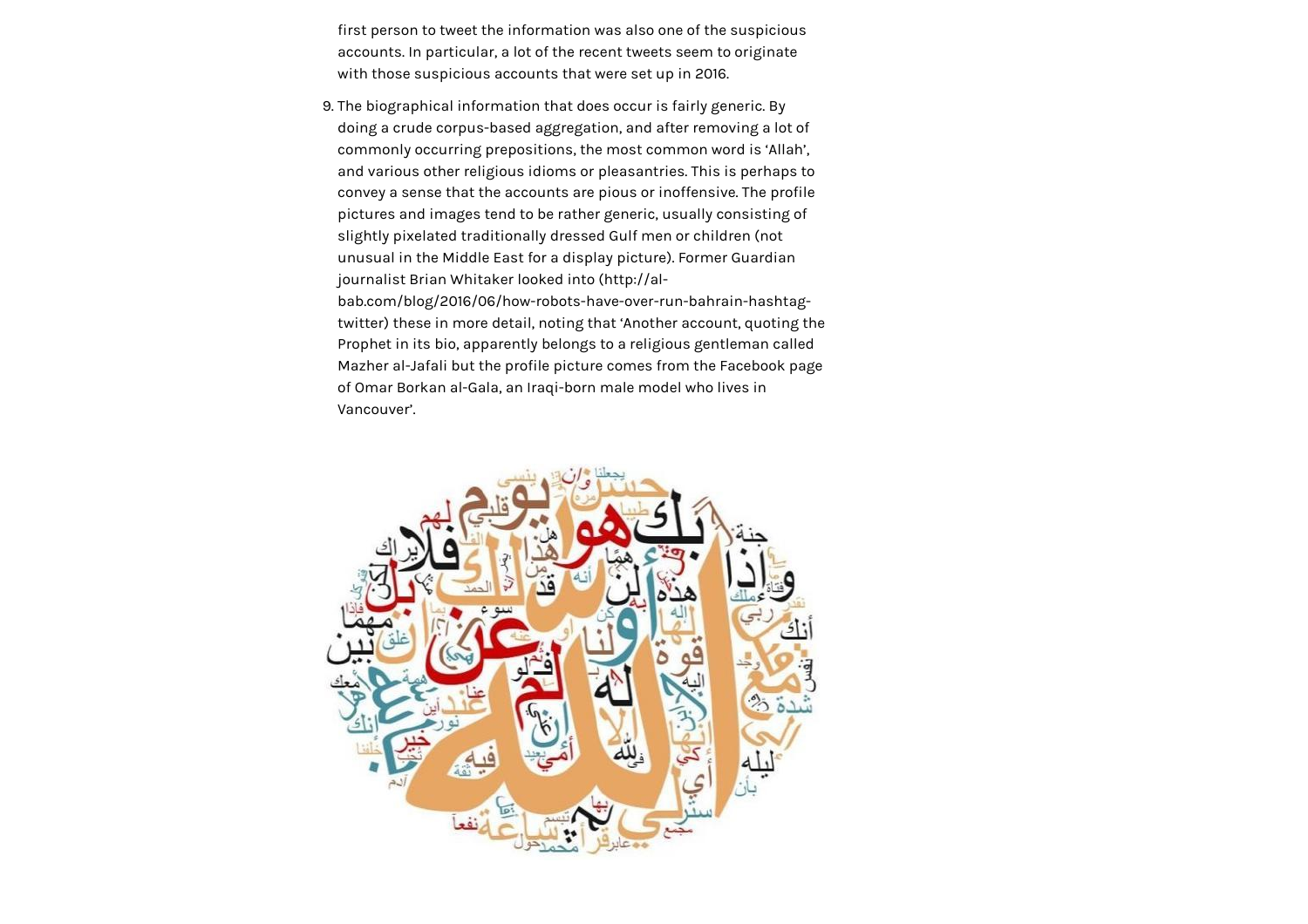first person to tweet the information was also one of the suspicious accounts. In particular, a lot of the recent tweets seem to originate with those suspicious accounts that were set up in 2016.

9. The biographical information that does occur is fairly generic. By doing a crude corpus-based aggregation, and after removing a lot of commonly occurring prepositions, the most common word is 'Allah', and various other religious idioms or pleasantries. This is perhaps to convey a sense that the accounts are pious or inoffensive. The profile pictures and images tend to be rather generic, usually consisting of slightly pixelated traditionally dressed Gulf men or children (not unusual in the Middle East for a display picture). Former Guardian journalist Brian Whitaker looked into (http://al-bab.com/blog/2016/06/how-robots-have-over-run-bahrain-hashtag-twitter) these in more detail, noting that 'Another account, quoting the Prophet in its bio, apparently belongs to a religious gentleman called Mazher al-Jafali but the profile picture comes from the Facebook page of Omar Borkan al-Gala, an Iraqi-born male model who lives in Vancouver'.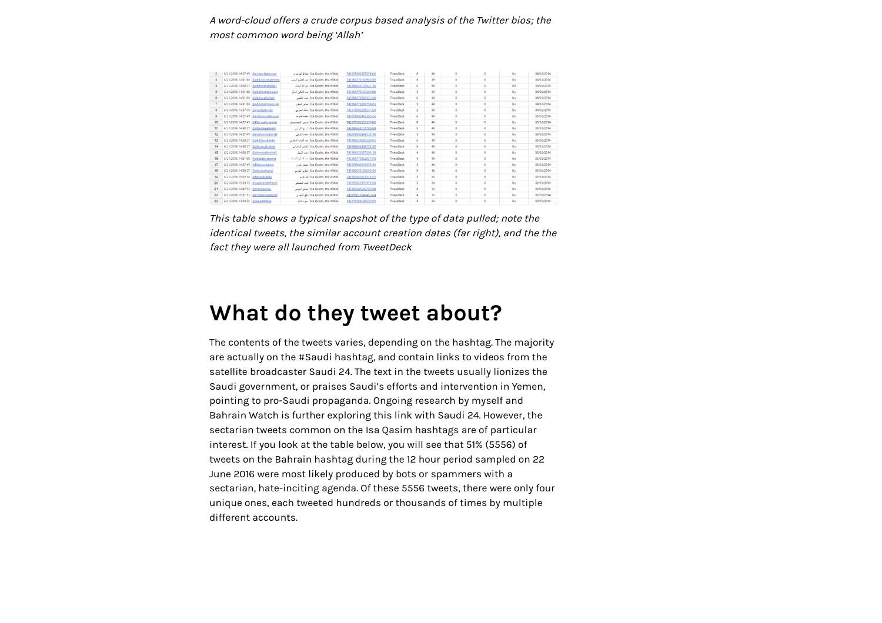*A word-cloud offers a crude corpus based analysis of the Twitter bios; the most common word being 'Allah'*

*This table shows a typical snapshot of the type of data pulled; note the identical tweets, the similar account creation dates (far right), and the fact they were all launched from TweetDeck*

## What do they tweet about?

The contents of the tweets varies, depending on the hashtag. The majority are actually on the #Saudi hashtag, and contain links to videos from the satellite broadcaster Saudi 24. The text in the tweets usually lionizes the Saudi government, or praises Saudi's efforts and intervention in Yemen, pointing to pro-Saudi propaganda. Ongoing research by myself and Bahrain Watch is further exploring this link with Saudi 24. However, the sectarian tweets common on the Isa Qasim hashtags are of particular interest. If you look at the table below, you will see that 51% (5556) of tweets on the Bahrain hashtag during the 12 hour period sampled on 22 June 2016 were most likely produced by bots or spammers with a sectarian, hate-inciting agenda. Of these 5556 tweets, there were only four unique ones, each tweeted hundreds or thousands of times by multiple different accounts.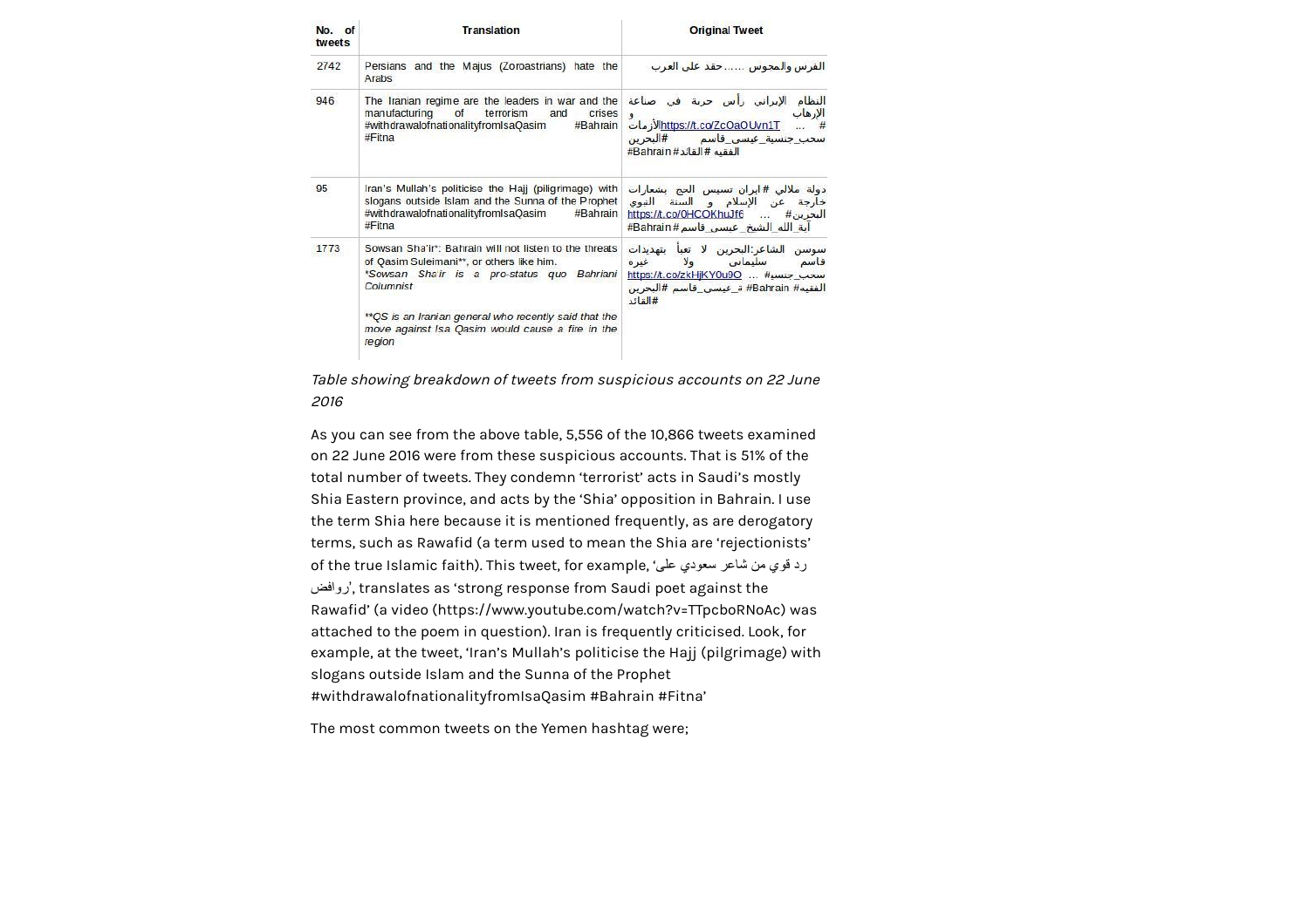| No. of tweets | Translation | Original Tweet |
|---|---|---|
| 2742 | Persians and the Majus (Zoroastrians) hate the Arabs | الفرس والمجوس ......حقد على العرب |
| 946 | The Iranian regime are the leaders in war and the manufacturing of terrorism and crises #withdrawalofnationalityfromIsaQasim #Bahrain #Fitna | النظام الإيراني رأس حربة في صناعة الإرهاب و الأزماتhttps://t.co/ZcOaOUvn1T ... # سحب_جنسية_عيسى_قاسم #البحرين #Bahrain #القائد # الفقيه |
| 95 | Iran's Mullah's politicise the Hajj (piligrimage) with slogans outside Islam and the Sunna of the Prophet #withdrawalofnationalityfromIsaQasim #Bahrain #Fitna | دولة ملالي #ايران تسيس الحج بشعارات خارجة عن الإسلام و السنة النبوي https://t.co/0HCOKhuJf6 ... #البحرين #Bahrain # آية_الله_الشيخ_عيسى_قاسم |
| 1773 | Sowsan Sha'ir*: Bahrain will not listen to the threats of Qasim Suleimani**, or others like him.<br>*Sowsan Shair is a pro-status quo Bahraini Columnist*<br><br>***QS is an Iranian general who recently said that the move against Isa Qasim would cause a fire in the region* | سوسن الشاعر:البحرين لا تعبأ بتهديدات قاسم سليماني ولا غيره https://t.co/zkHjKY0u9O ... #سحب_جنسية_عيسى_قاسم #البحرين #Bahrain #الفقيه #القائد |

*Table showing breakdown of tweets from suspicious accounts on 22 June 2016*

As you can see from the above table, 5,556 of the 10,866 tweets examined on 22 June 2016 were from these suspicious accounts. That is 51% of the total number of tweets. They condemn 'terrorist' acts in Saudi's mostly Shia Eastern province, and acts by the 'Shia' opposition in Bahrain. I use the term Shia here because it is mentioned frequently, as are derogatory terms, such as Rawafid (a term used to mean the Shia are 'rejectionists' of the true Islamic faith). This tweet, for example, 'رد قوي من شاعر سعودي على روافض', translates as 'strong response from Saudi poet against the Rawafid' (a video (https://www.youtube.com/watch?v=TTpcboRNoAc) was attached to the poem in question). Iran is frequently criticised. Look, for example, at the tweet, 'Iran's Mullah's politicise the Hajj (pilgrimage) with slogans outside Islam and the Sunna of the Prophet #withdrawalofnationalityfromIsaQasim #Bahrain #Fitna'

The most common tweets on the Yemen hashtag were;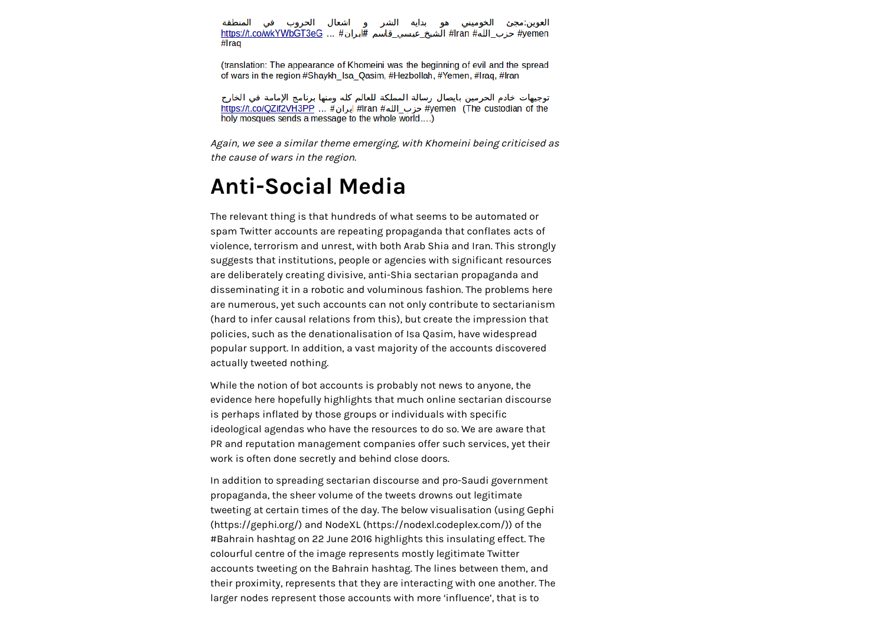العوين:مجئ الخوميني هو بداية الشر و اشعال الحروب في المنطقة https://t.co/wkYWbGT3eG ... #ايران #الشيخ_عيسي_قاسم #Iran #حزب_الله #yemen #Iraq

(translation: The appearance of Khomeini was the beginning of evil and the spread of wars in the region #Shaykh_Isa_Qasim, #Hezbollah, #Yemen, #Iraq, #Iran

توجيهات خادم الحرمين بايصال رسالة المملكة للعالم كله ومنها برنامج الإمامة في الخارج https://t.co/QZif2VH3PP ... #ايران #Iran #حزب_الله #yemen (The custodian of the holy mosques sends a message to the whole world….)

*Again, we see a similar theme emerging, with Khomeini being criticised as the cause of wars in the region.*

## Anti-Social Media

The relevant thing is that hundreds of what seems to be automated or spam Twitter accounts are repeating propaganda that conflates acts of violence, terrorism and unrest, with both Arab Shia and Iran. This strongly suggests that institutions, people or agencies with significant resources are deliberately creating divisive, anti-Shia sectarian propaganda and disseminating it in a robotic and voluminous fashion. The problems here are numerous, yet such accounts can not only contribute to sectarianism (hard to infer causal relations from this), but create the impression that policies, such as the denationalisation of Isa Qasim, have widespread popular support. In addition, a vast majority of the accounts discovered actually tweeted nothing.

While the notion of bot accounts is probably not news to anyone, the evidence here hopefully highlights that much online sectarian discourse is perhaps inflated by those groups or individuals with specific ideological agendas who have the resources to do so. We are aware that PR and reputation management companies offer such services, yet their work is often done secretly and behind close doors.

In addition to spreading sectarian discourse and pro-Saudi government propaganda, the sheer volume of the tweets drowns out legitimate tweeting at certain times of the day. The below visualisation (using Gephi (https://gephi.org/) and NodeXL (https://nodexl.codeplex.com/)) of the #Bahrain hashtag on 22 June 2016 highlights this insulating effect. The colourful centre of the image represents mostly legitimate Twitter accounts tweeting on the Bahrain hashtag. The lines between them, and their proximity, represents that they are interacting with one another. The larger nodes represent those accounts with more 'influence', that is to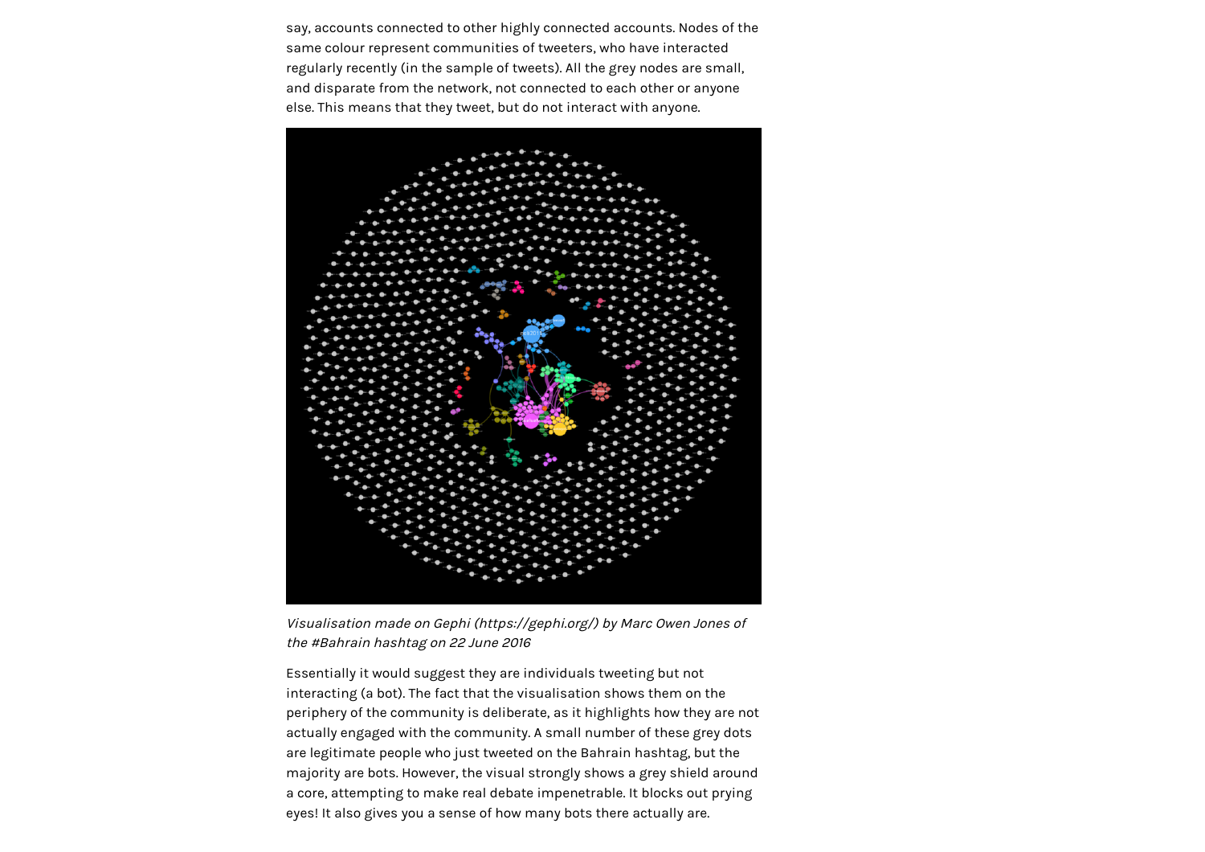say, accounts connected to other highly connected accounts. Nodes of the same colour represent communities of tweeters, who have interacted regularly recently (in the sample of tweets). All the grey nodes are small, and disparate from the network, not connected to each other or anyone else. This means that they tweet, but do not interact with anyone.

*Visualisation made on Gephi (https://gephi.org/) by Marc Owen Jones of the #Bahrain hashtag on 22 June 2016*

Essentially it would suggest they are individuals tweeting but not interacting (a bot). The fact that the visualisation shows them on the periphery of the community is deliberate, as it highlights how they are not actually engaged with the community. A small number of these grey dots are legitimate people who just tweeted on the Bahrain hashtag, but the majority are bots. However, the visual strongly shows a grey shield around a core, attempting to make real debate impenetrable. It blocks out prying eyes! It also gives you a sense of how many bots there actually are.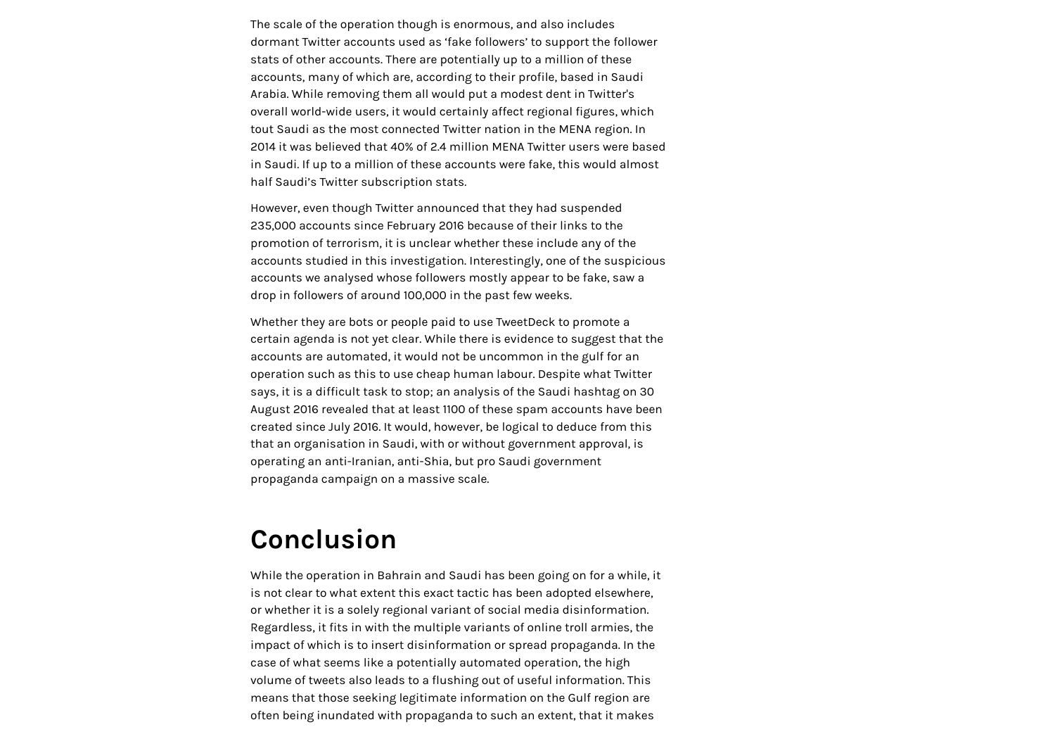The scale of the operation though is enormous, and also includes dormant Twitter accounts used as 'fake followers' to support the follower stats of other accounts. There are potentially up to a million of these accounts, many of which are, according to their profile, based in Saudi Arabia. While removing them all would put a modest dent in Twitter's overall world-wide users, it would certainly affect regional figures, which tout Saudi as the most connected Twitter nation in the MENA region. In 2014 it was believed that 40% of 2.4 million MENA Twitter users were based in Saudi. If up to a million of these accounts were fake, this would almost half Saudi's Twitter subscription stats.

However, even though Twitter announced that they had suspended 235,000 accounts since February 2016 because of their links to the promotion of terrorism, it is unclear whether these include any of the accounts studied in this investigation. Interestingly, one of the suspicious accounts we analysed whose followers mostly appear to be fake, saw a drop in followers of around 100,000 in the past few weeks.

Whether they are bots or people paid to use TweetDeck to promote a certain agenda is not yet clear. While there is evidence to suggest that the accounts are automated, it would not be uncommon in the gulf for an operation such as this to use cheap human labour. Despite what Twitter says, it is a difficult task to stop; an analysis of the Saudi hashtag on 30 August 2016 revealed that at least 1100 of these spam accounts have been created since July 2016. It would, however, be logical to deduce from this that an organisation in Saudi, with or without government approval, is operating an anti-Iranian, anti-Shia, but pro Saudi government propaganda campaign on a massive scale.

## Conclusion

While the operation in Bahrain and Saudi has been going on for a while, it is not clear to what extent this exact tactic has been adopted elsewhere, or whether it is a solely regional variant of social media disinformation. Regardless, it fits in with the multiple variants of online troll armies, the impact of which is to insert disinformation or spread propaganda. In the case of what seems like a potentially automated operation, the high volume of tweets also leads to a flushing out of useful information. This means that those seeking legitimate information on the Gulf region are often being inundated with propaganda to such an extent, that it makes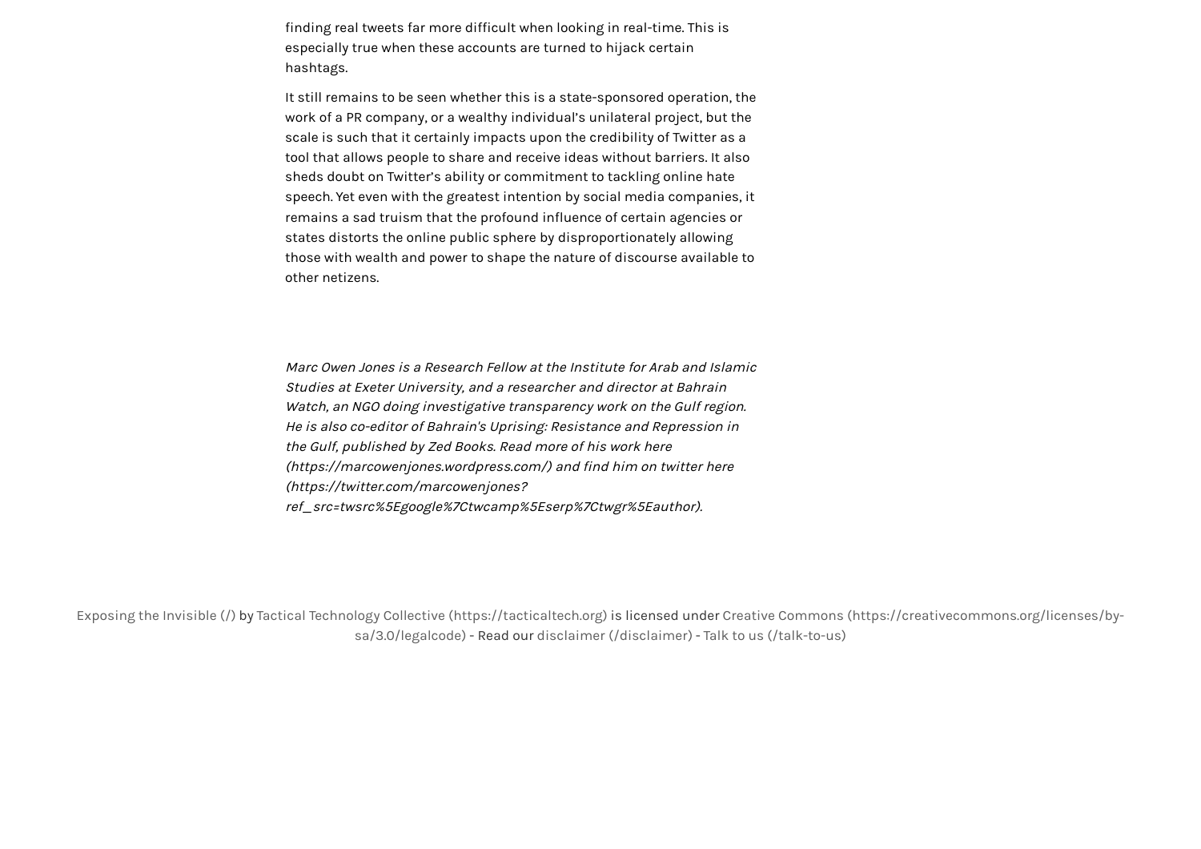finding real tweets far more difficult when looking in real-time. This is especially true when these accounts are turned to hijack certain hashtags.

It still remains to be seen whether this is a state-sponsored operation, the work of a PR company, or a wealthy individual's unilateral project, but the scale is such that it certainly impacts upon the credibility of Twitter as a tool that allows people to share and receive ideas without barriers. It also sheds doubt on Twitter's ability or commitment to tackling online hate speech. Yet even with the greatest intention by social media companies, it remains a sad truism that the profound influence of certain agencies or states distorts the online public sphere by disproportionately allowing those with wealth and power to shape the nature of discourse available to other netizens.

*Marc Owen Jones is a Research Fellow at the Institute for Arab and Islamic Studies at Exeter University, and a researcher and director at Bahrain Watch, an NGO doing investigative transparency work on the Gulf region. He is also co-editor of Bahrain's Uprising: Resistance and Repression in the Gulf, published by Zed Books. Read more of his work here (https://marcowenjones.wordpress.com/) and find him on twitter here (https://twitter.com/marcowenjones?ref_src=twsrc%5Egoogle%7Ctwcamp%5Eserp%7Ctwgr%5Eauthor).*

Exposing the Invisible (/) by Tactical Technology Collective (https://tacticaltech.org) is licensed under Creative Commons (https://creativecommons.org/licenses/by-sa/3.0/legalcode) - Read our disclaimer (/disclaimer) - Talk to us (/talk-to-us)